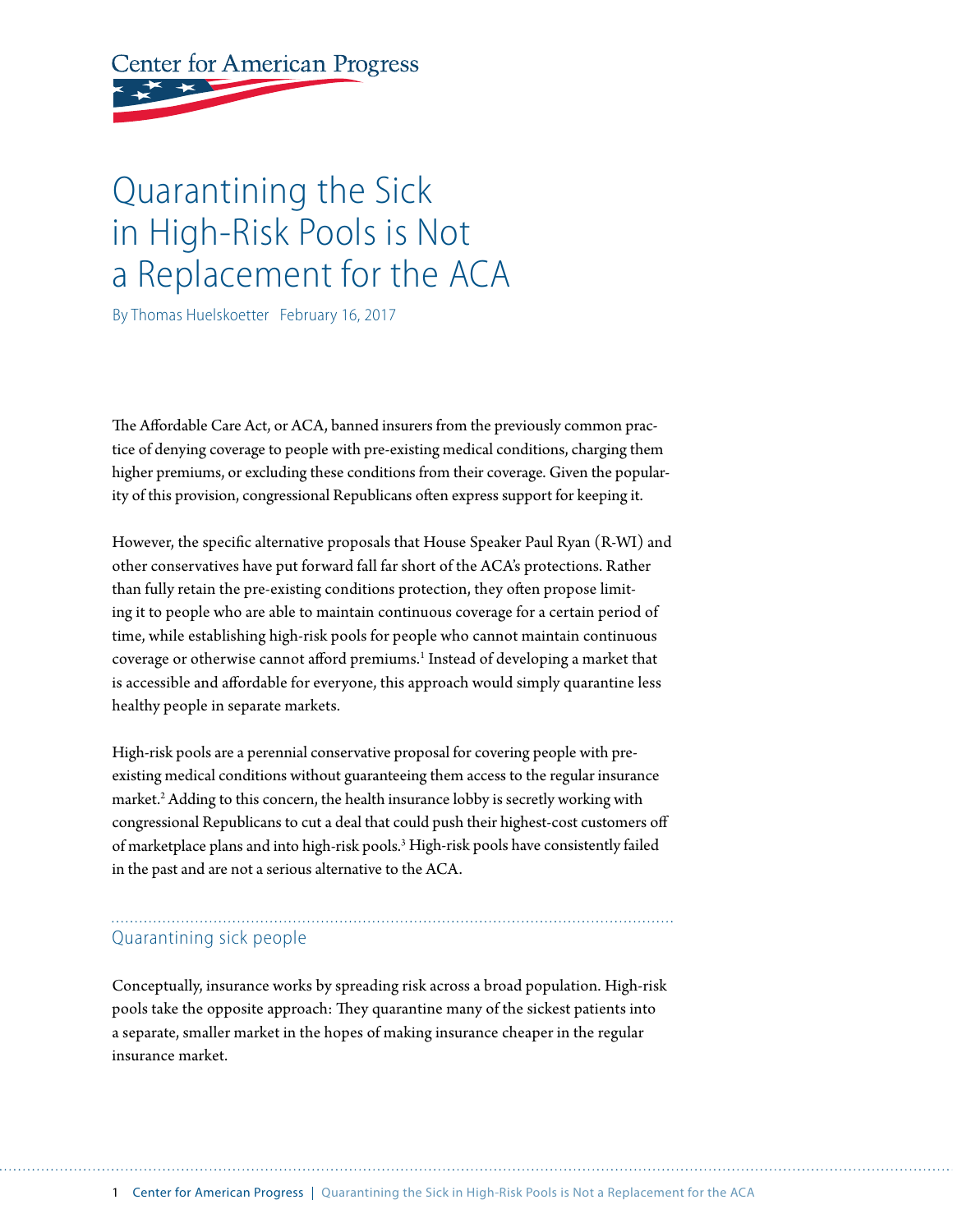# Quarantining the Sick in High-Risk Pools is Not a Replacement for the ACA

By Thomas Huelskoetter February 16, 2017

The Affordable Care Act, or ACA, banned insurers from the previously common practice of denying coverage to people with pre-existing medical conditions, charging them higher premiums, or excluding these conditions from their coverage. Given the popularity of this provision, congressional Republicans often express support for keeping it.

However, the specific alternative proposals that House Speaker Paul Ryan (R-WI) and other conservatives have put forward fall far short of the ACA's protections. Rather than fully retain the pre-existing conditions protection, they often propose limiting it to people who are able to maintain continuous coverage for a certain period of time, while establishing high-risk pools for people who cannot maintain continuous coverage or otherwise cannot afford premiums.[1] Instead of developing a market that is accessible and affordable for everyone, this approach would simply quarantine less healthy people in separate markets.

High-risk pools are a perennial conservative proposal for covering people with pre-existing medical conditions without guaranteeing them access to the regular insurance market.[2] Adding to this concern, the health insurance lobby is secretly working with congressional Republicans to cut a deal that could push their highest-cost customers off of marketplace plans and into high-risk pools.[3] High-risk pools have consistently failed in the past and are not a serious alternative to the ACA.

## Quarantining sick people

Conceptually, insurance works by spreading risk across a broad population. High-risk pools take the opposite approach: They quarantine many of the sickest patients into a separate, smaller market in the hopes of making insurance cheaper in the regular insurance market.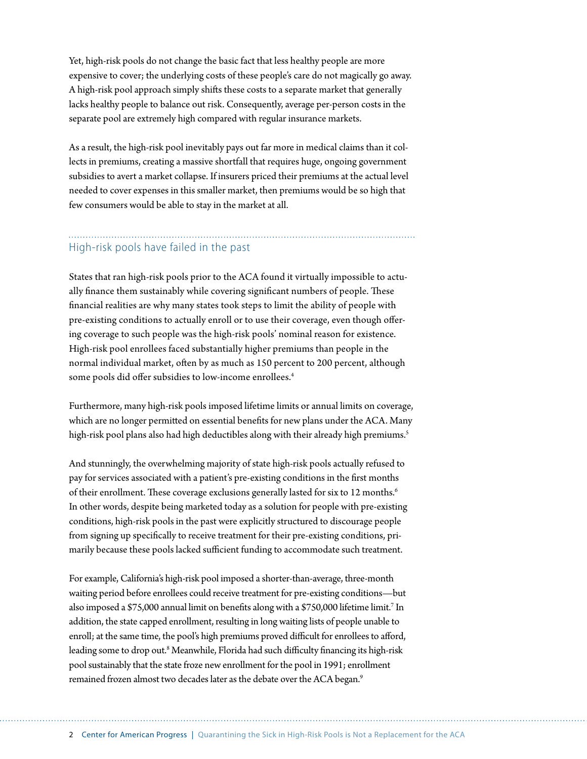Yet, high-risk pools do not change the basic fact that less healthy people are more expensive to cover; the underlying costs of these people's care do not magically go away. A high-risk pool approach simply shifts these costs to a separate market that generally lacks healthy people to balance out risk. Consequently, average per-person costs in the separate pool are extremely high compared with regular insurance markets.

As a result, the high-risk pool inevitably pays out far more in medical claims than it collects in premiums, creating a massive shortfall that requires huge, ongoing government subsidies to avert a market collapse. If insurers priced their premiums at the actual level needed to cover expenses in this smaller market, then premiums would be so high that few consumers would be able to stay in the market at all.

## High-risk pools have failed in the past

States that ran high-risk pools prior to the ACA found it virtually impossible to actually finance them sustainably while covering significant numbers of people. These financial realities are why many states took steps to limit the ability of people with pre-existing conditions to actually enroll or to use their coverage, even though offering coverage to such people was the high-risk pools' nominal reason for existence. High-risk pool enrollees faced substantially higher premiums than people in the normal individual market, often by as much as 150 percent to 200 percent, although some pools did offer subsidies to low-income enrollees.[4]

Furthermore, many high-risk pools imposed lifetime limits or annual limits on coverage, which are no longer permitted on essential benefits for new plans under the ACA. Many high-risk pool plans also had high deductibles along with their already high premiums.[5]

And stunningly, the overwhelming majority of state high-risk pools actually refused to pay for services associated with a patient's pre-existing conditions in the first months of their enrollment. These coverage exclusions generally lasted for six to 12 months.[6] In other words, despite being marketed today as a solution for people with pre-existing conditions, high-risk pools in the past were explicitly structured to discourage people from signing up specifically to receive treatment for their pre-existing conditions, primarily because these pools lacked sufficient funding to accommodate such treatment.

For example, California's high-risk pool imposed a shorter-than-average, three-month waiting period before enrollees could receive treatment for pre-existing conditions—but also imposed a $75,000 annual limit on benefits along with a $750,000 lifetime limit.[7] In addition, the state capped enrollment, resulting in long waiting lists of people unable to enroll; at the same time, the pool's high premiums proved difficult for enrollees to afford, leading some to drop out.[8] Meanwhile, Florida had such difficulty financing its high-risk pool sustainably that the state froze new enrollment for the pool in 1991; enrollment remained frozen almost two decades later as the debate over the ACA began.[9]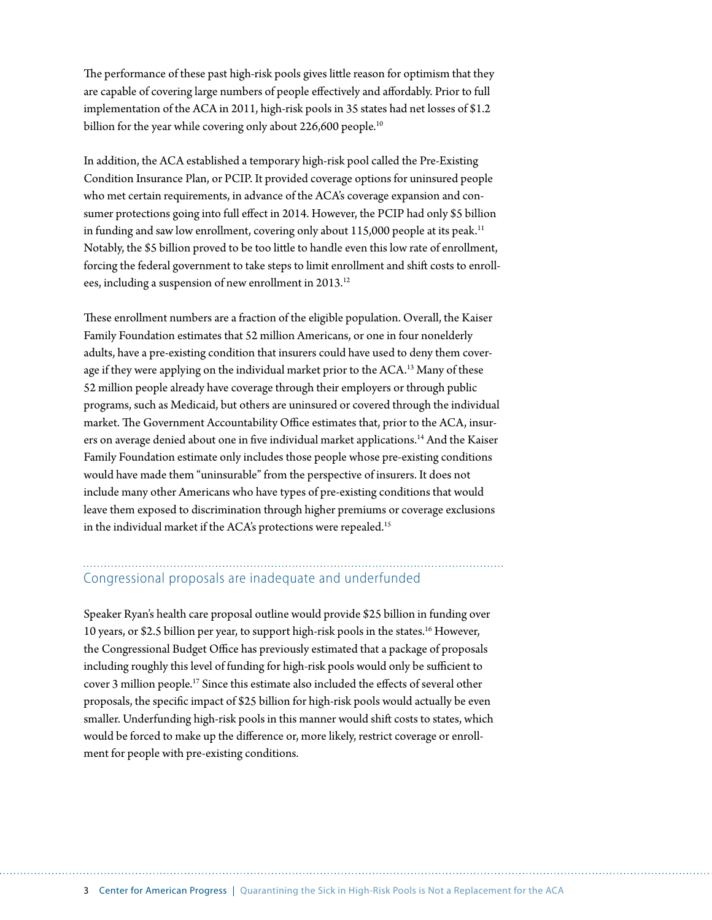The performance of these past high-risk pools gives little reason for optimism that they are capable of covering large numbers of people effectively and affordably. Prior to full implementation of the ACA in 2011, high-risk pools in 35 states had net losses of $1.2 billion for the year while covering only about 226,600 people.[10]

In addition, the ACA established a temporary high-risk pool called the Pre-Existing Condition Insurance Plan, or PCIP. It provided coverage options for uninsured people who met certain requirements, in advance of the ACA's coverage expansion and consumer protections going into full effect in 2014. However, the PCIP had only $5 billion in funding and saw low enrollment, covering only about 115,000 people at its peak.[11] Notably, the $5 billion proved to be too little to handle even this low rate of enrollment, forcing the federal government to take steps to limit enrollment and shift costs to enrollees, including a suspension of new enrollment in 2013.[12]

These enrollment numbers are a fraction of the eligible population. Overall, the Kaiser Family Foundation estimates that 52 million Americans, or one in four nonelderly adults, have a pre-existing condition that insurers could have used to deny them coverage if they were applying on the individual market prior to the ACA.[13] Many of these 52 million people already have coverage through their employers or through public programs, such as Medicaid, but others are uninsured or covered through the individual market. The Government Accountability Office estimates that, prior to the ACA, insurers on average denied about one in five individual market applications.[14] And the Kaiser Family Foundation estimate only includes those people whose pre-existing conditions would have made them "uninsurable" from the perspective of insurers. It does not include many other Americans who have types of pre-existing conditions that would leave them exposed to discrimination through higher premiums or coverage exclusions in the individual market if the ACA's protections were repealed.[15]

## Congressional proposals are inadequate and underfunded

Speaker Ryan's health care proposal outline would provide $25 billion in funding over 10 years, or $2.5 billion per year, to support high-risk pools in the states.[16] However, the Congressional Budget Office has previously estimated that a package of proposals including roughly this level of funding for high-risk pools would only be sufficient to cover 3 million people.[17] Since this estimate also included the effects of several other proposals, the specific impact of $25 billion for high-risk pools would actually be even smaller. Underfunding high-risk pools in this manner would shift costs to states, which would be forced to make up the difference or, more likely, restrict coverage or enrollment for people with pre-existing conditions.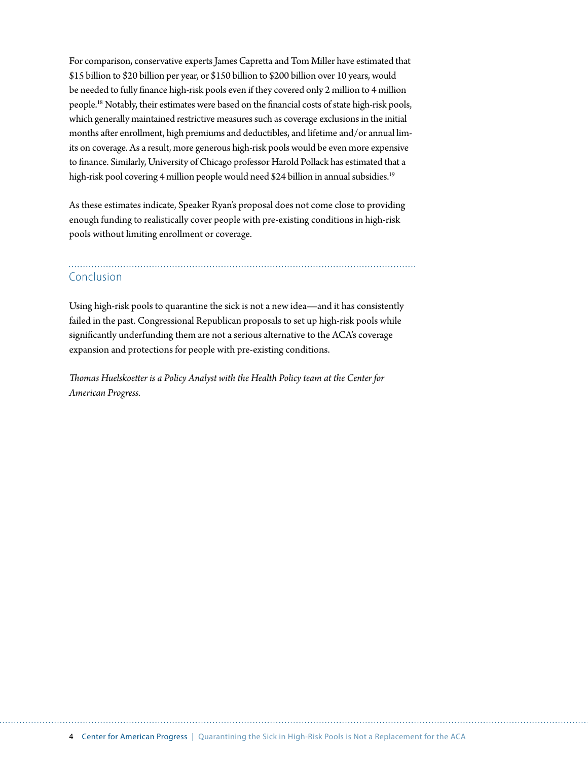For comparison, conservative experts James Capretta and Tom Miller have estimated that $15 billion to $20 billion per year, or $150 billion to $200 billion over 10 years, would be needed to fully finance high-risk pools even if they covered only 2 million to 4 million people.[18] Notably, their estimates were based on the financial costs of state high-risk pools, which generally maintained restrictive measures such as coverage exclusions in the initial months after enrollment, high premiums and deductibles, and lifetime and/or annual limits on coverage. As a result, more generous high-risk pools would be even more expensive to finance. Similarly, University of Chicago professor Harold Pollack has estimated that a high-risk pool covering 4 million people would need $24 billion in annual subsidies.[19]

As these estimates indicate, Speaker Ryan's proposal does not come close to providing enough funding to realistically cover people with pre-existing conditions in high-risk pools without limiting enrollment or coverage.

## Conclusion

Using high-risk pools to quarantine the sick is not a new idea—and it has consistently failed in the past. Congressional Republican proposals to set up high-risk pools while significantly underfunding them are not a serious alternative to the ACA's coverage expansion and protections for people with pre-existing conditions.

*Thomas Huelskoetter is a Policy Analyst with the Health Policy team at the Center for American Progress.*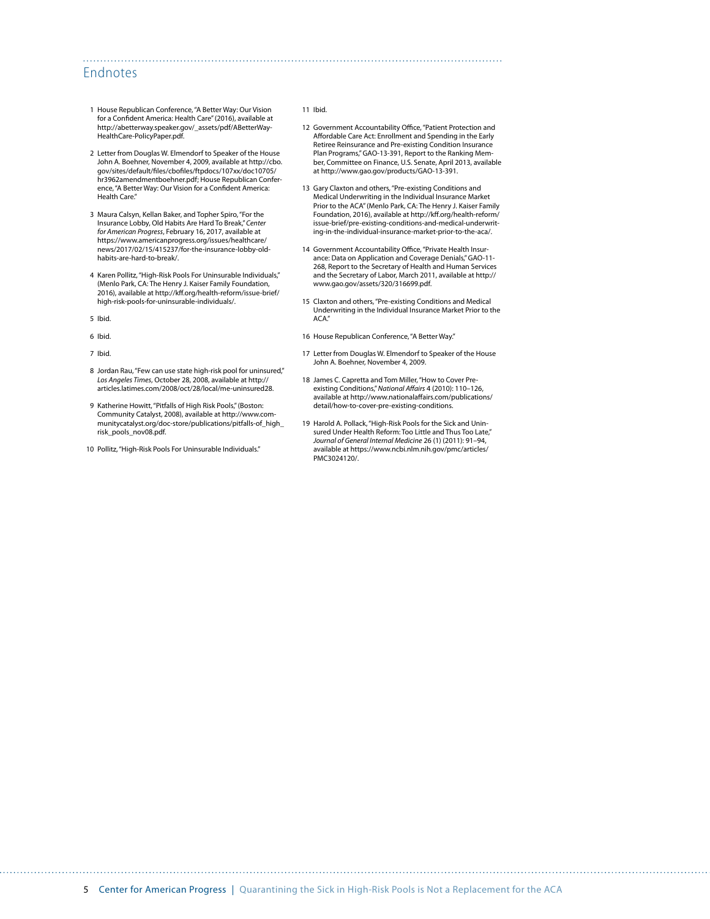## Endnotes

1. House Republican Conference, "A Better Way: Our Vision for a Confident America: Health Care" (2016), available at http://abetterway.speaker.gov/_assets/pdf/ABetterWay-HealthCare-PolicyPaper.pdf.

2. Letter from Douglas W. Elmendorf to Speaker of the House John A. Boehner, November 4, 2009, available at http://cbo.gov/sites/default/files/cbofiles/ftpdocs/107xx/doc10705/hr3962amendmentboehner.pdf; House Republican Conference, "A Better Way: Our Vision for a Confident America: Health Care."

3. Maura Calsyn, Kellan Baker, and Topher Spiro, "For the Insurance Lobby, Old Habits Are Hard To Break," *Center for American Progress*, February 16, 2017, available at https://www.americanprogress.org/issues/healthcare/news/2017/02/15/415237/for-the-insurance-lobby-old-habits-are-hard-to-break/.

4. Karen Pollitz, "High-Risk Pools For Uninsurable Individuals," (Menlo Park, CA: The Henry J. Kaiser Family Foundation, 2016), available at http://kff.org/health-reform/issue-brief/high-risk-pools-for-uninsurable-individuals/.

5. Ibid.

6. Ibid.

7. Ibid.

8. Jordan Rau, "Few can use state high-risk pool for uninsured," *Los Angeles Times*, October 28, 2008, available at http://articles.latimes.com/2008/oct/28/local/me-uninsured28.

9. Katherine Howitt, "Pitfalls of High Risk Pools," (Boston: Community Catalyst, 2008), available at http://www.communitycatalyst.org/doc-store/publications/pitfalls-of_high_risk_pools_nov08.pdf.

10. Pollitz, "High-Risk Pools For Uninsurable Individuals."

11. Ibid.

12. Government Accountability Office, "Patient Protection and Affordable Care Act: Enrollment and Spending in the Early Retiree Reinsurance and Pre-existing Condition Insurance Plan Programs," GAO-13-391, Report to the Ranking Member, Committee on Finance, U.S. Senate, April 2013, available at http://www.gao.gov/products/GAO-13-391.

13. Gary Claxton and others, "Pre-existing Conditions and Medical Underwriting in the Individual Insurance Market Prior to the ACA" (Menlo Park, CA: The Henry J. Kaiser Family Foundation, 2016), available at http://kff.org/health-reform/issue-brief/pre-existing-conditions-and-medical-underwriting-in-the-individual-insurance-market-prior-to-the-aca/.

14. Government Accountability Office, "Private Health Insurance: Data on Application and Coverage Denials," GAO-11-268, Report to the Secretary of Health and Human Services and the Secretary of Labor, March 2011, available at http://www.gao.gov/assets/320/316699.pdf.

15. Claxton and others, "Pre-existing Conditions and Medical Underwriting in the Individual Insurance Market Prior to the ACA."

16. House Republican Conference, "A Better Way."

17. Letter from Douglas W. Elmendorf to Speaker of the House John A. Boehner, November 4, 2009.

18. James C. Capretta and Tom Miller, "How to Cover Pre-existing Conditions," *National Affairs* 4 (2010): 110–126, available at http://www.nationalaffairs.com/publications/detail/how-to-cover-pre-existing-conditions.

19. Harold A. Pollack, "High-Risk Pools for the Sick and Uninsured Under Health Reform: Too Little and Thus Too Late," *Journal of General Internal Medicine* 26 (1) (2011): 91–94, available at https://www.ncbi.nlm.nih.gov/pmc/articles/PMC3024120/.